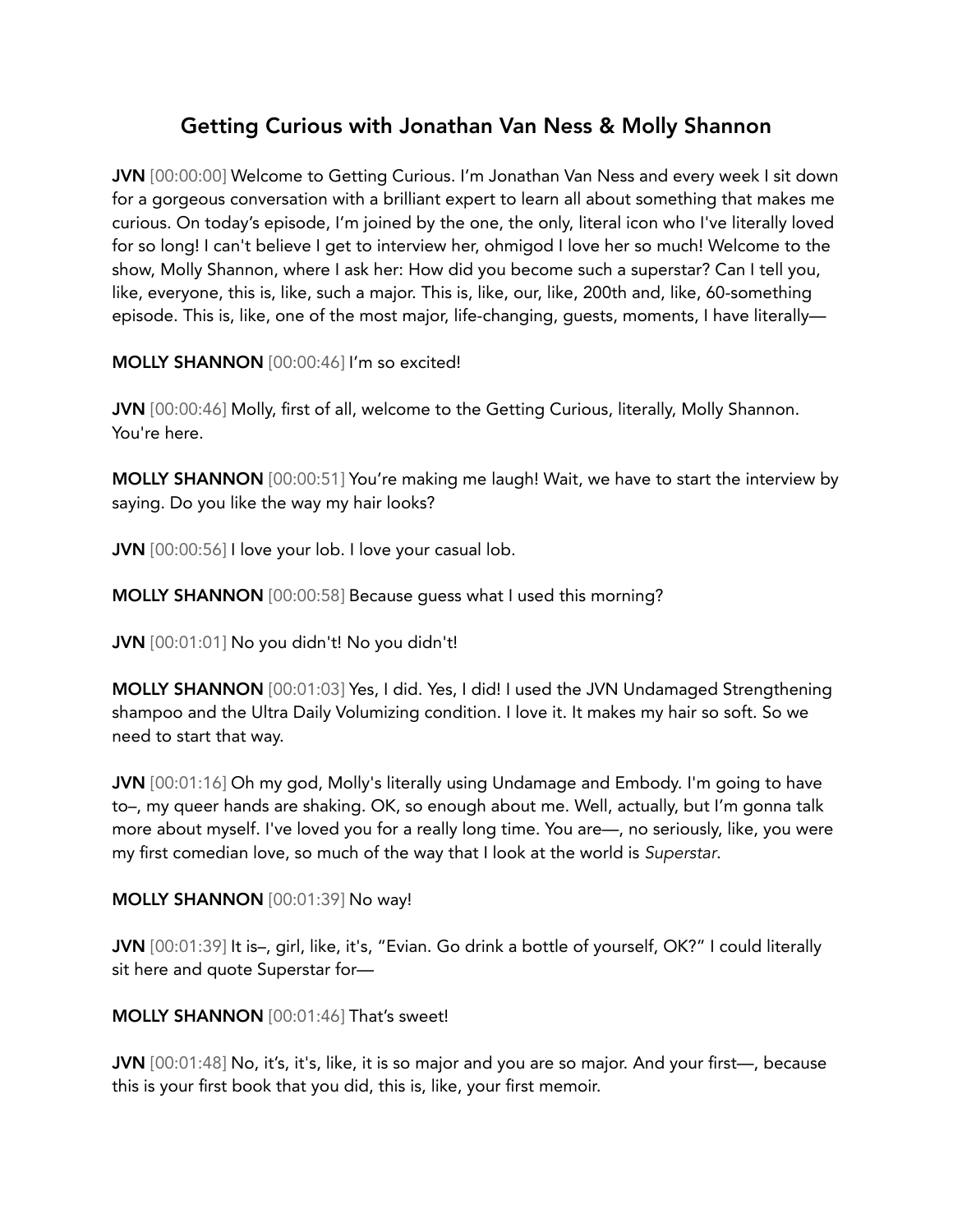# Getting Curious with Jonathan Van Ness & Molly Shannon

**JVN** [00:00:00] Welcome to Getting Curious. I'm Jonathan Van Ness and every week I sit down for a gorgeous conversation with a brilliant expert to learn all about something that makes me curious. On today's episode, I'm joined by the one, the only, literal icon who I've literally loved for so long! I can't believe I get to interview her, ohmigod I love her so much! Welcome to the show, Molly Shannon, where I ask her: How did you become such a superstar? Can I tell you, like, everyone, this is, like, such a major. This is, like, our, like, 200th and, like, 60-something episode. This is, like, one of the most major, life-changing, guests, moments, I have literally—

**MOLLY SHANNON** [00:00:46] I'm so excited!

**JVN** [00:00:46] Molly, first of all, welcome to the Getting Curious, literally, Molly Shannon. You're here.

**MOLLY SHANNON** [00:00:51] You're making me laugh! Wait, we have to start the interview by saying. Do you like the way my hair looks?

**JVN** [00:00:56] I love your lob. I love your casual lob.

**MOLLY SHANNON** [00:00:58] Because guess what I used this morning?

**JVN** [00:01:01] No you didn't! No you didn't!

**MOLLY SHANNON** [00:01:03] Yes, I did. Yes, I did! I used the JVN Undamaged Strengthening shampoo and the Ultra Daily Volumizing condition. I love it. It makes my hair so soft. So we need to start that way.

**JVN** [00:01:16] Oh my god, Molly's literally using Undamage and Embody. I'm going to have to–, my queer hands are shaking. OK, so enough about me. Well, actually, but I'm gonna talk more about myself. I've loved you for a really long time. You are—, no seriously, like, you were my first comedian love, so much of the way that I look at the world is *Superstar*.

**MOLLY SHANNON** [00:01:39] No way!

**JVN** [00:01:39] It is–, girl, like, it's, "Evian. Go drink a bottle of yourself, OK?" I could literally sit here and quote Superstar for—

**MOLLY SHANNON** [00:01:46] That's sweet!

**JVN** [00:01:48] No, it's, it's, like, it is so major and you are so major. And your first—, because this is your first book that you did, this is, like, your first memoir.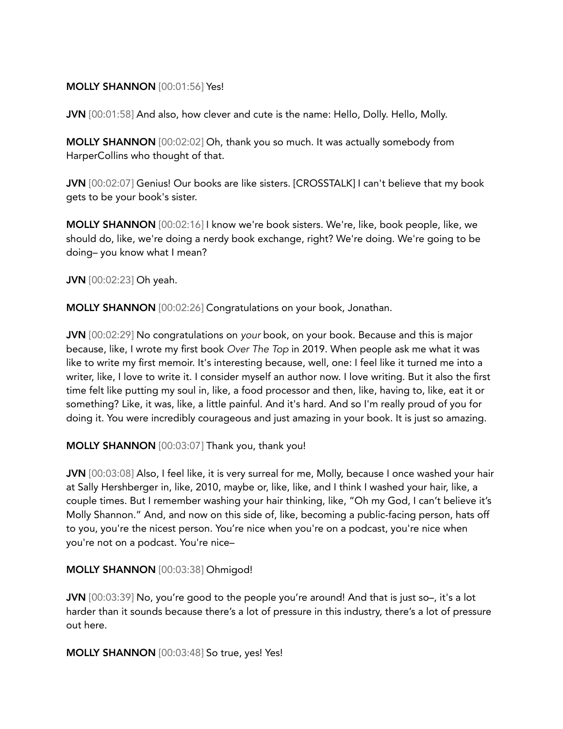**MOLLY SHANNON** [00:01:56] Yes!

**JVN** [00:01:58] And also, how clever and cute is the name: Hello, Dolly. Hello, Molly.

**MOLLY SHANNON** [00:02:02] Oh, thank you so much. It was actually somebody from HarperCollins who thought of that.

**JVN** [00:02:07] Genius! Our books are like sisters. [CROSSTALK] I can't believe that my book gets to be your book's sister.

**MOLLY SHANNON** [00:02:16] I know we're book sisters. We're, like, book people, like, we should do, like, we're doing a nerdy book exchange, right? We're doing. We're going to be doing– you know what I mean?

**JVN** [00:02:23] Oh yeah.

**MOLLY SHANNON** [00:02:26] Congratulations on your book, Jonathan.

**JVN** [00:02:29] No congratulations on *your* book, on your book. Because and this is major because, like, I wrote my first book *Over The Top* in 2019. When people ask me what it was like to write my first memoir. It's interesting because, well, one: I feel like it turned me into a writer, like, I love to write it. I consider myself an author now. I love writing. But it also the first time felt like putting my soul in, like, a food processor and then, like, having to, like, eat it or something? Like, it was, like, a little painful. And it's hard. And so I'm really proud of you for doing it. You were incredibly courageous and just amazing in your book. It is just so amazing.

**MOLLY SHANNON** [00:03:07] Thank you, thank you!

**JVN** [00:03:08] Also, I feel like, it is very surreal for me, Molly, because I once washed your hair at Sally Hershberger in, like, 2010, maybe or, like, like, and I think I washed your hair, like, a couple times. But I remember washing your hair thinking, like, "Oh my God, I can't believe it's Molly Shannon." And, and now on this side of, like, becoming a public-facing person, hats off to you, you're the nicest person. You're nice when you're on a podcast, you're nice when you're not on a podcast. You're nice–

**MOLLY SHANNON** [00:03:38] Ohmigod!

**JVN** [00:03:39] No, you're good to the people you're around! And that is just so–, it's a lot harder than it sounds because there's a lot of pressure in this industry, there's a lot of pressure out here.

**MOLLY SHANNON** [00:03:48] So true, yes! Yes!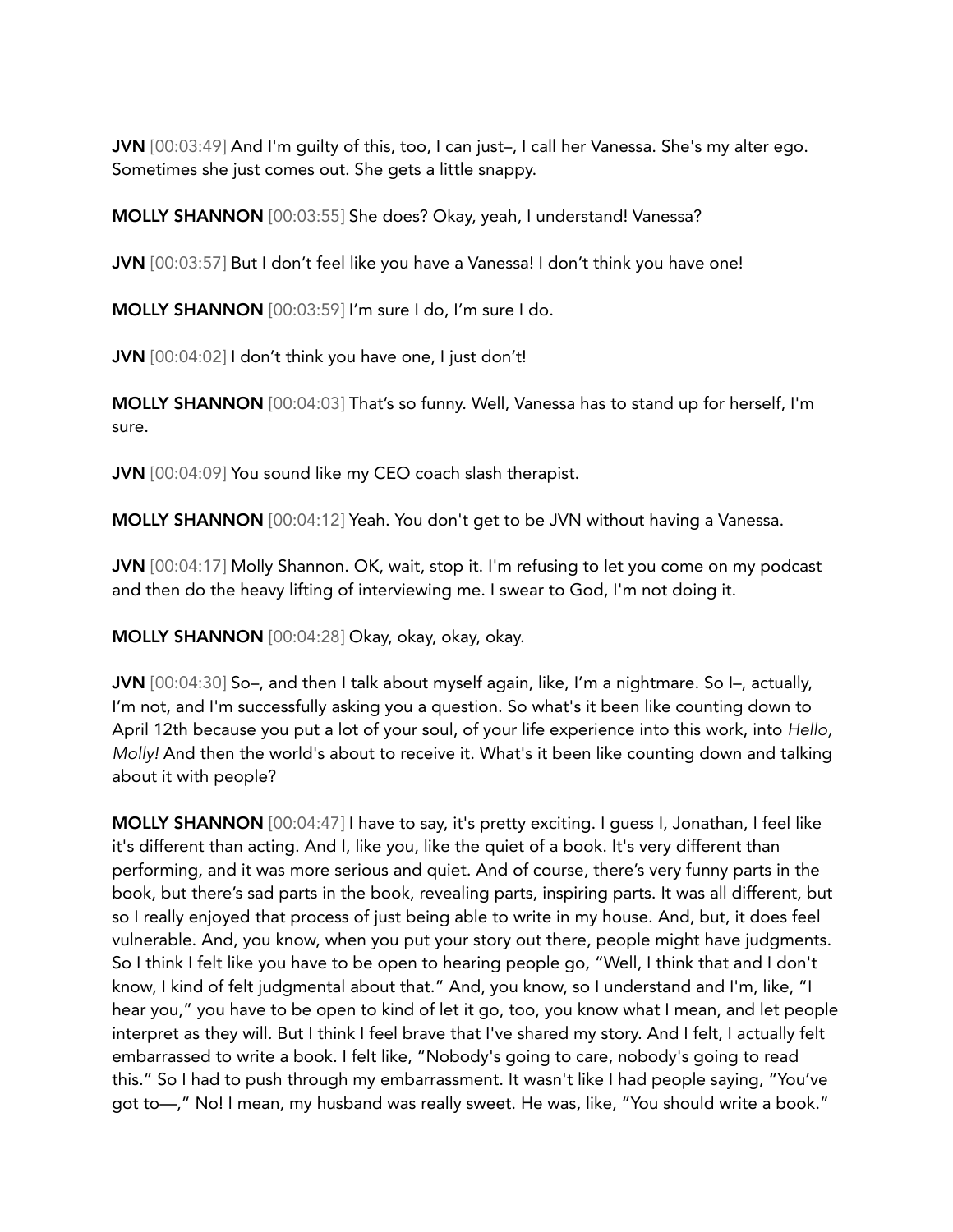**JVN** [00:03:49] And I'm guilty of this, too, I can just–, I call her Vanessa. She's my alter ego. Sometimes she just comes out. She gets a little snappy.

**MOLLY SHANNON** [00:03:55] She does? Okay, yeah, I understand! Vanessa?

**JVN** [00:03:57] But I don't feel like you have a Vanessa! I don't think you have one!

**MOLLY SHANNON** [00:03:59] I'm sure I do, I'm sure I do.

**JVN** [00:04:02] I don't think you have one, I just don't!

**MOLLY SHANNON** [00:04:03] That's so funny. Well, Vanessa has to stand up for herself, I'm sure.

**JVN** [00:04:09] You sound like my CEO coach slash therapist.

**MOLLY SHANNON** [00:04:12] Yeah. You don't get to be JVN without having a Vanessa.

**JVN** [00:04:17] Molly Shannon. OK, wait, stop it. I'm refusing to let you come on my podcast and then do the heavy lifting of interviewing me. I swear to God, I'm not doing it.

**MOLLY SHANNON** [00:04:28] Okay, okay, okay, okay.

**JVN** [00:04:30] So–, and then I talk about myself again, like, I'm a nightmare. So I–, actually, I'm not, and I'm successfully asking you a question. So what's it been like counting down to April 12th because you put a lot of your soul, of your life experience into this work, into *Hello, Molly!* And then the world's about to receive it. What's it been like counting down and talking about it with people?

**MOLLY SHANNON** [00:04:47] I have to say, it's pretty exciting. I guess I, Jonathan, I feel like it's different than acting. And I, like you, like the quiet of a book. It's very different than performing, and it was more serious and quiet. And of course, there's very funny parts in the book, but there's sad parts in the book, revealing parts, inspiring parts. It was all different, but so I really enjoyed that process of just being able to write in my house. And, but, it does feel vulnerable. And, you know, when you put your story out there, people might have judgments. So I think I felt like you have to be open to hearing people go, "Well, I think that and I don't know, I kind of felt judgmental about that." And, you know, so I understand and I'm, like, "I hear you," you have to be open to kind of let it go, too, you know what I mean, and let people interpret as they will. But I think I feel brave that I've shared my story. And I felt, I actually felt embarrassed to write a book. I felt like, "Nobody's going to care, nobody's going to read this." So I had to push through my embarrassment. It wasn't like I had people saying, "You've got to—," No! I mean, my husband was really sweet. He was, like, "You should write a book."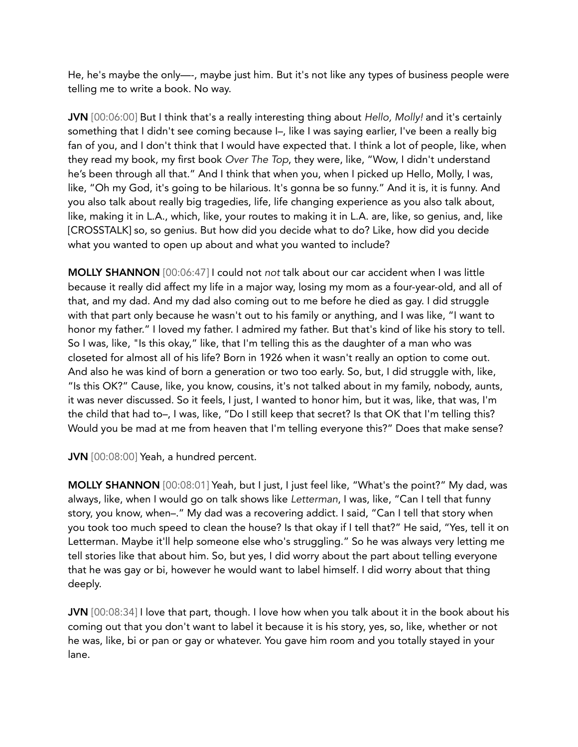He, he's maybe the only—-, maybe just him. But it's not like any types of business people were telling me to write a book. No way.

**JVN** [00:06:00] But I think that's a really interesting thing about *Hello, Molly!* and it's certainly something that I didn't see coming because I–, like I was saying earlier, I've been a really big fan of you, and I don't think that I would have expected that. I think a lot of people, like, when they read my book, my first book *Over The Top*, they were, like, "Wow, I didn't understand he's been through all that." And I think that when you, when I picked up Hello, Molly, I was, like, "Oh my God, it's going to be hilarious. It's gonna be so funny." And it is, it is funny. And you also talk about really big tragedies, life, life changing experience as you also talk about, like, making it in L.A., which, like, your routes to making it in L.A. are, like, so genius, and, like [CROSSTALK] so, so genius. But how did you decide what to do? Like, how did you decide what you wanted to open up about and what you wanted to include?

**MOLLY SHANNON** [00:06:47] I could not *not* talk about our car accident when I was little because it really did affect my life in a major way, losing my mom as a four-year-old, and all of that, and my dad. And my dad also coming out to me before he died as gay. I did struggle with that part only because he wasn't out to his family or anything, and I was like, "I want to honor my father." I loved my father. I admired my father. But that's kind of like his story to tell. So I was, like, "Is this okay," like, that I'm telling this as the daughter of a man who was closeted for almost all of his life? Born in 1926 when it wasn't really an option to come out. And also he was kind of born a generation or two too early. So, but, I did struggle with, like, "Is this OK?" Cause, like, you know, cousins, it's not talked about in my family, nobody, aunts, it was never discussed. So it feels, I just, I wanted to honor him, but it was, like, that was, I'm the child that had to–, I was, like, "Do I still keep that secret? Is that OK that I'm telling this? Would you be mad at me from heaven that I'm telling everyone this?" Does that make sense?

**JVN** [00:08:00] Yeah, a hundred percent.

**MOLLY SHANNON** [00:08:01] Yeah, but I just, I just feel like, "What's the point?" My dad, was always, like, when I would go on talk shows like *Letterman*, I was, like, "Can I tell that funny story, you know, when–." My dad was a recovering addict. I said, "Can I tell that story when you took too much speed to clean the house? Is that okay if I tell that?" He said, "Yes, tell it on Letterman. Maybe it'll help someone else who's struggling." So he was always very letting me tell stories like that about him. So, but yes, I did worry about the part about telling everyone that he was gay or bi, however he would want to label himself. I did worry about that thing deeply.

**JVN** [00:08:34] I love that part, though. I love how when you talk about it in the book about his coming out that you don't want to label it because it is his story, yes, so, like, whether or not he was, like, bi or pan or gay or whatever. You gave him room and you totally stayed in your lane.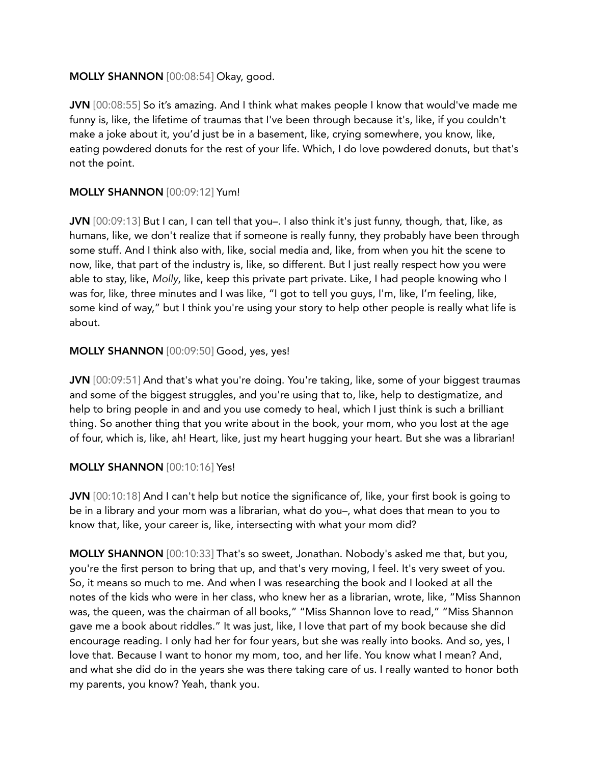**MOLLY SHANNON** [00:08:54] Okay, good.

**JVN** [00:08:55] So it's amazing. And I think what makes people I know that would've made me funny is, like, the lifetime of traumas that I've been through because it's, like, if you couldn't make a joke about it, you'd just be in a basement, like, crying somewhere, you know, like, eating powdered donuts for the rest of your life. Which, I do love powdered donuts, but that's not the point.

**MOLLY SHANNON** [00:09:12] Yum!

**JVN** [00:09:13] But I can, I can tell that you–. I also think it's just funny, though, that, like, as humans, like, we don't realize that if someone is really funny, they probably have been through some stuff. And I think also with, like, social media and, like, from when you hit the scene to now, like, that part of the industry is, like, so different. But I just really respect how you were able to stay, like, *Molly*, like, keep this private part private. Like, I had people knowing who I was for, like, three minutes and I was like, "I got to tell you guys, I'm, like, I'm feeling, like, some kind of way," but I think you're using your story to help other people is really what life is about.

**MOLLY SHANNON** [00:09:50] Good, yes, yes!

**JVN** [00:09:51] And that's what you're doing. You're taking, like, some of your biggest traumas and some of the biggest struggles, and you're using that to, like, help to destigmatize, and help to bring people in and and you use comedy to heal, which I just think is such a brilliant thing. So another thing that you write about in the book, your mom, who you lost at the age of four, which is, like, ah! Heart, like, just my heart hugging your heart. But she was a librarian!

**MOLLY SHANNON** [00:10:16] Yes!

**JVN** [00:10:18] And I can't help but notice the significance of, like, your first book is going to be in a library and your mom was a librarian, what do you–, what does that mean to you to know that, like, your career is, like, intersecting with what your mom did?

**MOLLY SHANNON** [00:10:33] That's so sweet, Jonathan. Nobody's asked me that, but you, you're the first person to bring that up, and that's very moving, I feel. It's very sweet of you. So, it means so much to me. And when I was researching the book and I looked at all the notes of the kids who were in her class, who knew her as a librarian, wrote, like, "Miss Shannon was, the queen, was the chairman of all books," "Miss Shannon love to read," "Miss Shannon gave me a book about riddles." It was just, like, I love that part of my book because she did encourage reading. I only had her for four years, but she was really into books. And so, yes, I love that. Because I want to honor my mom, too, and her life. You know what I mean? And, and what she did do in the years she was there taking care of us. I really wanted to honor both my parents, you know? Yeah, thank you.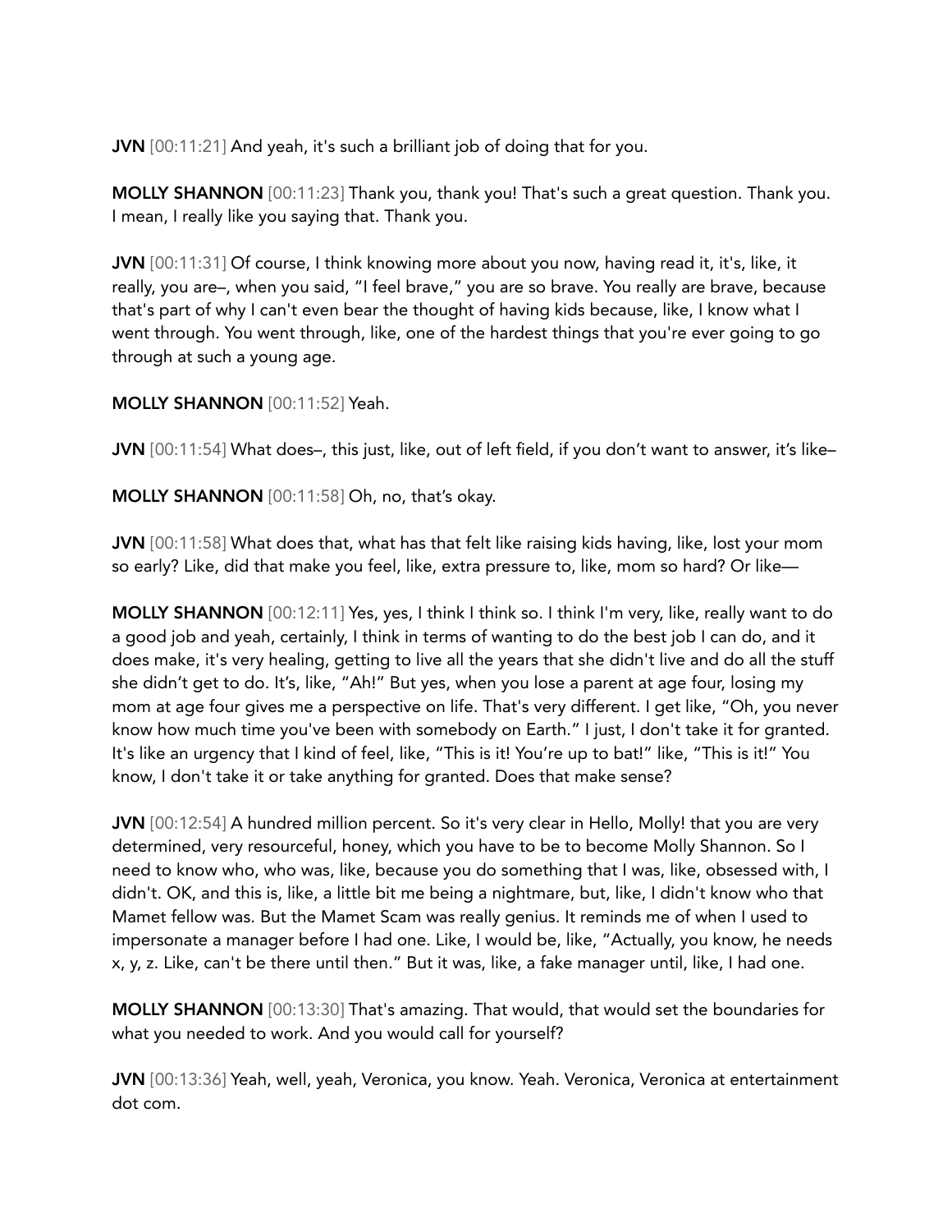**JVN** [00:11:21] And yeah, it's such a brilliant job of doing that for you.

**MOLLY SHANNON** [00:11:23] Thank you, thank you! That's such a great question. Thank you. I mean, I really like you saying that. Thank you.

**JVN** [00:11:31] Of course, I think knowing more about you now, having read it, it's, like, it really, you are–, when you said, "I feel brave," you are so brave. You really are brave, because that's part of why I can't even bear the thought of having kids because, like, I know what I went through. You went through, like, one of the hardest things that you're ever going to go through at such a young age.

**MOLLY SHANNON** [00:11:52] Yeah.

**JVN** [00:11:54] What does–, this just, like, out of left field, if you don't want to answer, it's like–

**MOLLY SHANNON** [00:11:58] Oh, no, that's okay.

**JVN** [00:11:58] What does that, what has that felt like raising kids having, like, lost your mom so early? Like, did that make you feel, like, extra pressure to, like, mom so hard? Or like—

**MOLLY SHANNON** [00:12:11] Yes, yes, I think I think so. I think I'm very, like, really want to do a good job and yeah, certainly, I think in terms of wanting to do the best job I can do, and it does make, it's very healing, getting to live all the years that she didn't live and do all the stuff she didn't get to do. It's, like, "Ah!" But yes, when you lose a parent at age four, losing my mom at age four gives me a perspective on life. That's very different. I get like, "Oh, you never know how much time you've been with somebody on Earth." I just, I don't take it for granted. It's like an urgency that I kind of feel, like, "This is it! You're up to bat!" like, "This is it!" You know, I don't take it or take anything for granted. Does that make sense?

**JVN** [00:12:54] A hundred million percent. So it's very clear in Hello, Molly! that you are very determined, very resourceful, honey, which you have to be to become Molly Shannon. So I need to know who, who was, like, because you do something that I was, like, obsessed with, I didn't. OK, and this is, like, a little bit me being a nightmare, but, like, I didn't know who that Mamet fellow was. But the Mamet Scam was really genius. It reminds me of when I used to impersonate a manager before I had one. Like, I would be, like, "Actually, you know, he needs x, y, z. Like, can't be there until then." But it was, like, a fake manager until, like, I had one.

**MOLLY SHANNON** [00:13:30] That's amazing. That would, that would set the boundaries for what you needed to work. And you would call for yourself?

**JVN** [00:13:36] Yeah, well, yeah, Veronica, you know. Yeah. Veronica, Veronica at entertainment dot com.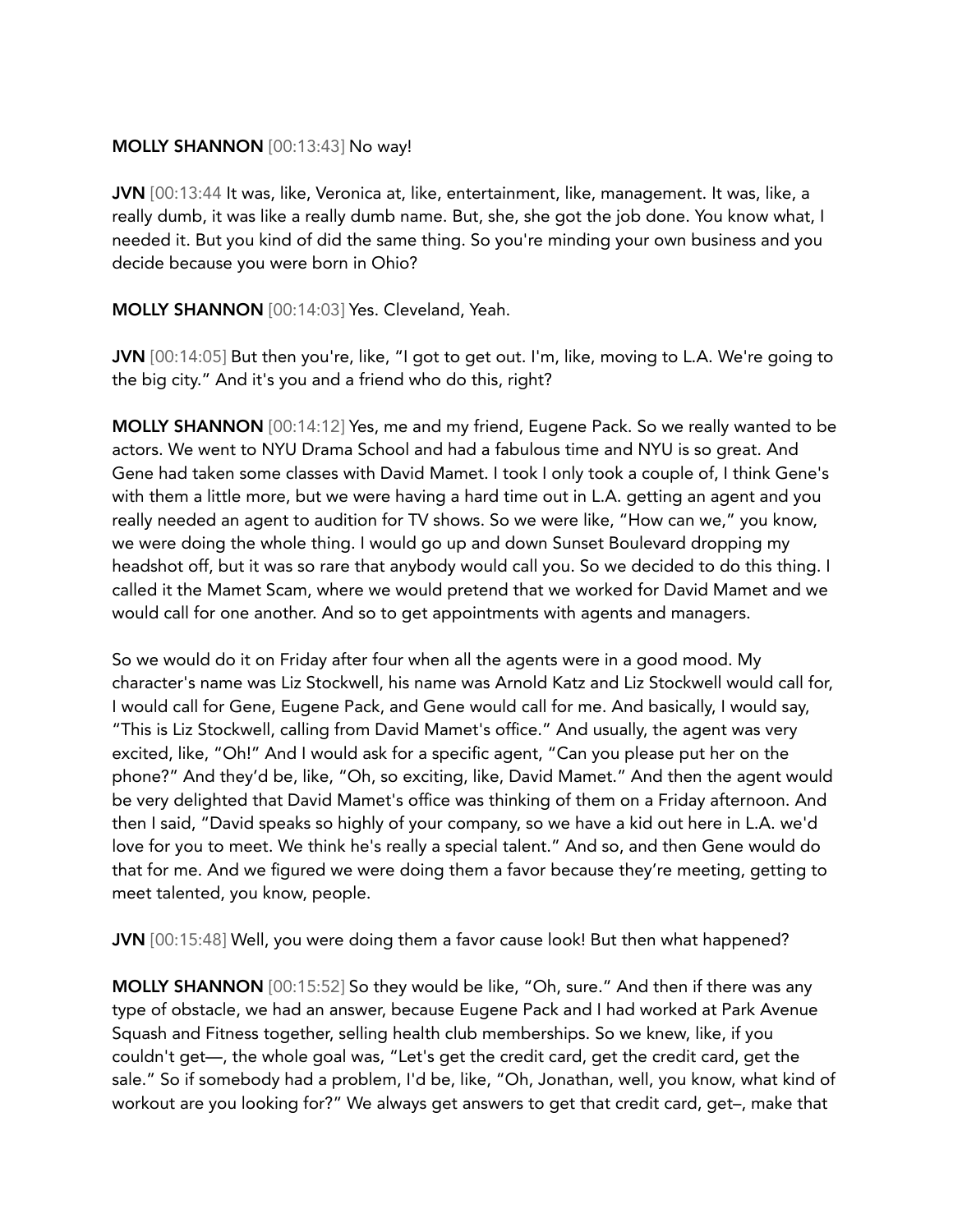**MOLLY SHANNON** [00:13:43] No way!

**JVN** [00:13:44 It was, like, Veronica at, like, entertainment, like, management. It was, like, a really dumb, it was like a really dumb name. But, she, she got the job done. You know what, I needed it. But you kind of did the same thing. So you're minding your own business and you decide because you were born in Ohio?

**MOLLY SHANNON** [00:14:03] Yes. Cleveland, Yeah.

**JVN** [00:14:05] But then you're, like, "I got to get out. I'm, like, moving to L.A. We're going to the big city." And it's you and a friend who do this, right?

**MOLLY SHANNON** [00:14:12] Yes, me and my friend, Eugene Pack. So we really wanted to be actors. We went to NYU Drama School and had a fabulous time and NYU is so great. And Gene had taken some classes with David Mamet. I took I only took a couple of, I think Gene's with them a little more, but we were having a hard time out in L.A. getting an agent and you really needed an agent to audition for TV shows. So we were like, "How can we," you know, we were doing the whole thing. I would go up and down Sunset Boulevard dropping my headshot off, but it was so rare that anybody would call you. So we decided to do this thing. I called it the Mamet Scam, where we would pretend that we worked for David Mamet and we would call for one another. And so to get appointments with agents and managers.

So we would do it on Friday after four when all the agents were in a good mood. My character's name was Liz Stockwell, his name was Arnold Katz and Liz Stockwell would call for, I would call for Gene, Eugene Pack, and Gene would call for me. And basically, I would say, "This is Liz Stockwell, calling from David Mamet's office." And usually, the agent was very excited, like, "Oh!" And I would ask for a specific agent, "Can you please put her on the phone?" And they'd be, like, "Oh, so exciting, like, David Mamet." And then the agent would be very delighted that David Mamet's office was thinking of them on a Friday afternoon. And then I said, "David speaks so highly of your company, so we have a kid out here in L.A. we'd love for you to meet. We think he's really a special talent." And so, and then Gene would do that for me. And we figured we were doing them a favor because they're meeting, getting to meet talented, you know, people.

**JVN** [00:15:48] Well, you were doing them a favor cause look! But then what happened?

**MOLLY SHANNON** [00:15:52] So they would be like, "Oh, sure." And then if there was any type of obstacle, we had an answer, because Eugene Pack and I had worked at Park Avenue Squash and Fitness together, selling health club memberships. So we knew, like, if you couldn't get—, the whole goal was, "Let's get the credit card, get the credit card, get the sale." So if somebody had a problem, I'd be, like, "Oh, Jonathan, well, you know, what kind of workout are you looking for?" We always get answers to get that credit card, get–, make that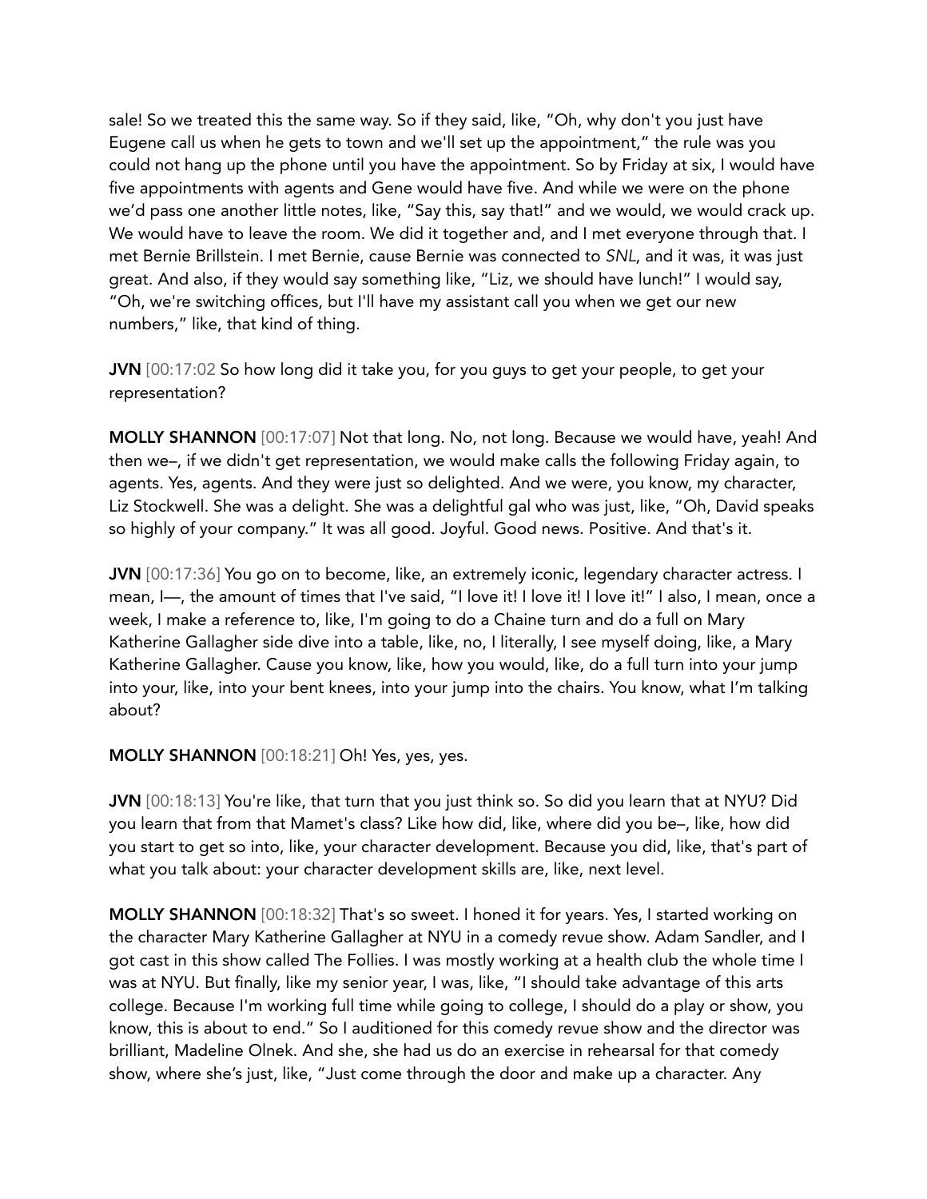sale! So we treated this the same way. So if they said, like, "Oh, why don't you just have Eugene call us when he gets to town and we'll set up the appointment," the rule was you could not hang up the phone until you have the appointment. So by Friday at six, I would have five appointments with agents and Gene would have five. And while we were on the phone we'd pass one another little notes, like, "Say this, say that!" and we would, we would crack up. We would have to leave the room. We did it together and, and I met everyone through that. I met Bernie Brillstein. I met Bernie, cause Bernie was connected to *SNL*, and it was, it was just great. And also, if they would say something like, "Liz, we should have lunch!" I would say, "Oh, we're switching offices, but I'll have my assistant call you when we get our new numbers," like, that kind of thing.

**JVN** [00:17:02 So how long did it take you, for you guys to get your people, to get your representation?

**MOLLY SHANNON** [00:17:07] Not that long. No, not long. Because we would have, yeah! And then we–, if we didn't get representation, we would make calls the following Friday again, to agents. Yes, agents. And they were just so delighted. And we were, you know, my character, Liz Stockwell. She was a delight. She was a delightful gal who was just, like, "Oh, David speaks so highly of your company." It was all good. Joyful. Good news. Positive. And that's it.

**JVN** [00:17:36] You go on to become, like, an extremely iconic, legendary character actress. I mean, I—, the amount of times that I've said, "I love it! I love it! I love it!" I also, I mean, once a week, I make a reference to, like, I'm going to do a Chaine turn and do a full on Mary Katherine Gallagher side dive into a table, like, no, I literally, I see myself doing, like, a Mary Katherine Gallagher. Cause you know, like, how you would, like, do a full turn into your jump into your, like, into your bent knees, into your jump into the chairs. You know, what I'm talking about?

**MOLLY SHANNON** [00:18:21] Oh! Yes, yes, yes.

**JVN** [00:18:13] You're like, that turn that you just think so. So did you learn that at NYU? Did you learn that from that Mamet's class? Like how did, like, where did you be–, like, how did you start to get so into, like, your character development. Because you did, like, that's part of what you talk about: your character development skills are, like, next level.

**MOLLY SHANNON** [00:18:32] That's so sweet. I honed it for years. Yes, I started working on the character Mary Katherine Gallagher at NYU in a comedy revue show. Adam Sandler, and I got cast in this show called The Follies. I was mostly working at a health club the whole time I was at NYU. But finally, like my senior year, I was, like, "I should take advantage of this arts college. Because I'm working full time while going to college, I should do a play or show, you know, this is about to end." So I auditioned for this comedy revue show and the director was brilliant, Madeline Olnek. And she, she had us do an exercise in rehearsal for that comedy show, where she's just, like, "Just come through the door and make up a character. Any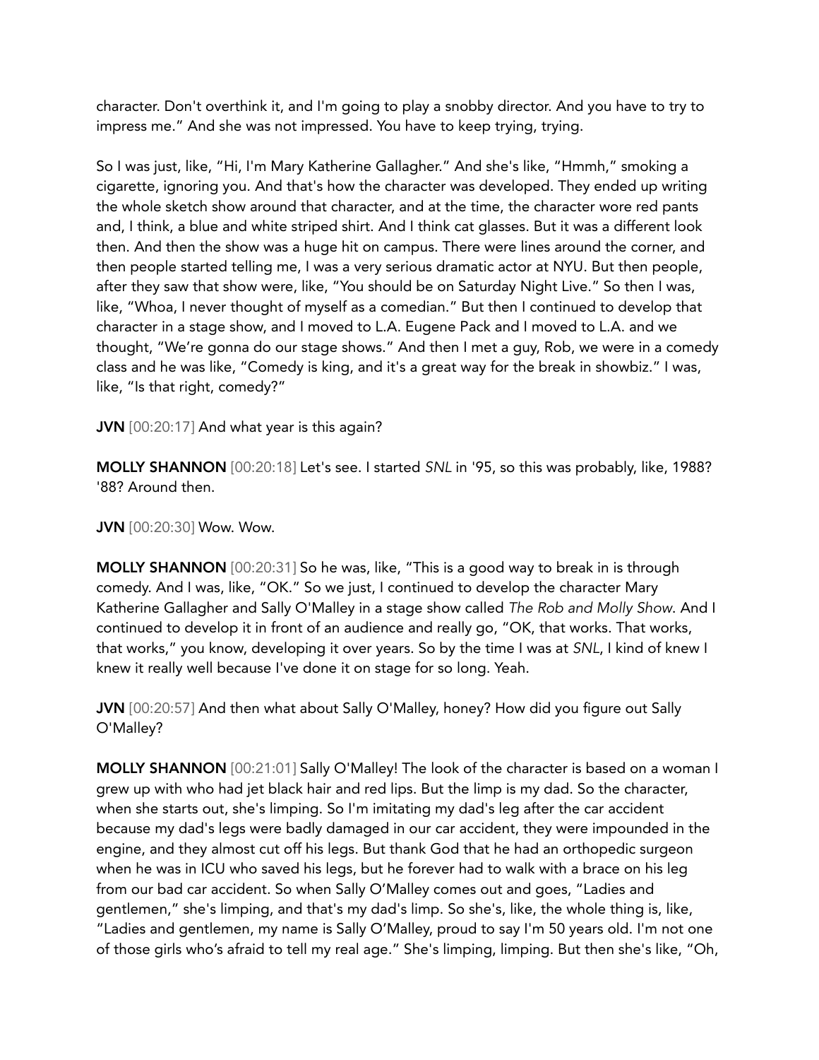character. Don't overthink it, and I'm going to play a snobby director. And you have to try to impress me." And she was not impressed. You have to keep trying, trying.

So I was just, like, "Hi, I'm Mary Katherine Gallagher." And she's like, "Hmmh," smoking a cigarette, ignoring you. And that's how the character was developed. They ended up writing the whole sketch show around that character, and at the time, the character wore red pants and, I think, a blue and white striped shirt. And I think cat glasses. But it was a different look then. And then the show was a huge hit on campus. There were lines around the corner, and then people started telling me, I was a very serious dramatic actor at NYU. But then people, after they saw that show were, like, "You should be on Saturday Night Live." So then I was, like, "Whoa, I never thought of myself as a comedian." But then I continued to develop that character in a stage show, and I moved to L.A. Eugene Pack and I moved to L.A. and we thought, "We're gonna do our stage shows." And then I met a guy, Rob, we were in a comedy class and he was like, "Comedy is king, and it's a great way for the break in showbiz." I was, like, "Is that right, comedy?"

**JVN** [00:20:17] And what year is this again?

**MOLLY SHANNON** [00:20:18] Let's see. I started *SNL* in '95, so this was probably, like, 1988? '88? Around then.

**JVN** [00:20:30] Wow. Wow.

**MOLLY SHANNON** [00:20:31] So he was, like, "This is a good way to break in is through comedy. And I was, like, "OK." So we just, I continued to develop the character Mary Katherine Gallagher and Sally O'Malley in a stage show called *The Rob and Molly Show*. And I continued to develop it in front of an audience and really go, "OK, that works. That works, that works," you know, developing it over years. So by the time I was at *SNL*, I kind of knew I knew it really well because I've done it on stage for so long. Yeah.

**JVN** [00:20:57] And then what about Sally O'Malley, honey? How did you figure out Sally O'Malley?

**MOLLY SHANNON** [00:21:01] Sally O'Malley! The look of the character is based on a woman I grew up with who had jet black hair and red lips. But the limp is my dad. So the character, when she starts out, she's limping. So I'm imitating my dad's leg after the car accident because my dad's legs were badly damaged in our car accident, they were impounded in the engine, and they almost cut off his legs. But thank God that he had an orthopedic surgeon when he was in ICU who saved his legs, but he forever had to walk with a brace on his leg from our bad car accident. So when Sally O'Malley comes out and goes, "Ladies and gentlemen," she's limping, and that's my dad's limp. So she's, like, the whole thing is, like, "Ladies and gentlemen, my name is Sally O'Malley, proud to say I'm 50 years old. I'm not one of those girls who's afraid to tell my real age." She's limping, limping. But then she's like, "Oh,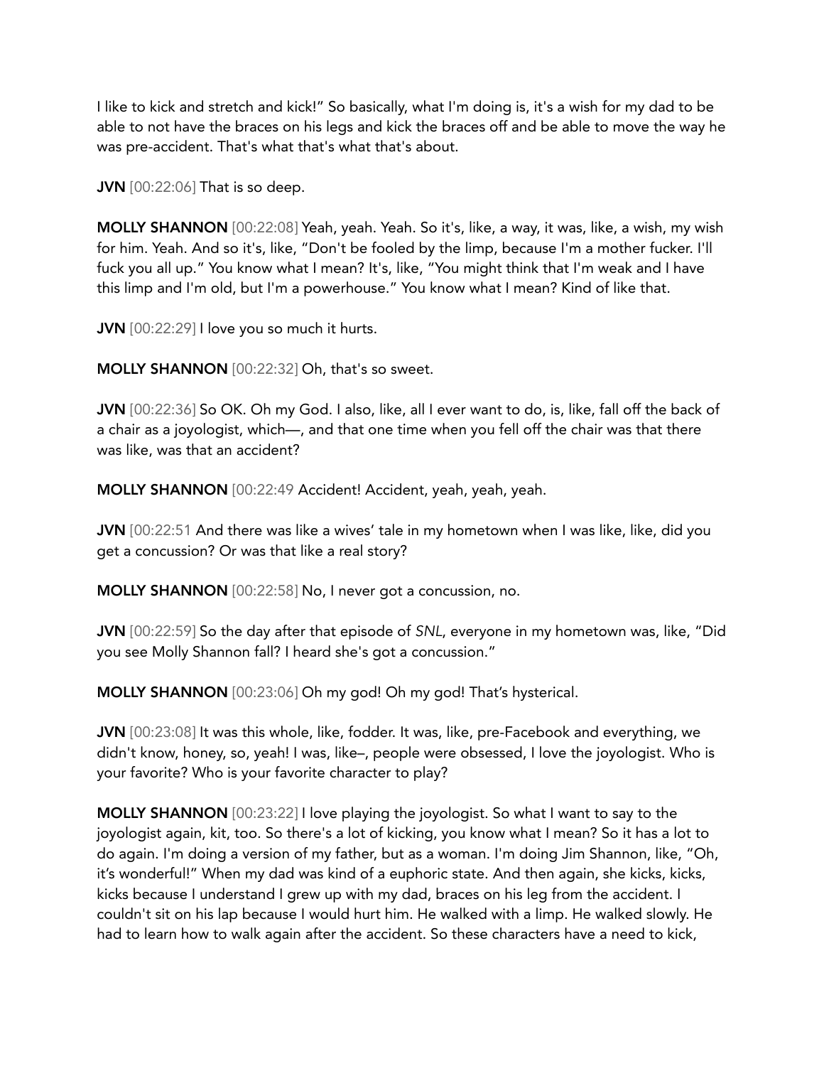I like to kick and stretch and kick!" So basically, what I'm doing is, it's a wish for my dad to be able to not have the braces on his legs and kick the braces off and be able to move the way he was pre-accident. That's what that's what that's about.

**JVN** [00:22:06] That is so deep.

**MOLLY SHANNON** [00:22:08] Yeah, yeah. Yeah. So it's, like, a way, it was, like, a wish, my wish for him. Yeah. And so it's, like, "Don't be fooled by the limp, because I'm a mother fucker. I'll fuck you all up." You know what I mean? It's, like, "You might think that I'm weak and I have this limp and I'm old, but I'm a powerhouse." You know what I mean? Kind of like that.

**JVN** [00:22:29] I love you so much it hurts.

**MOLLY SHANNON** [00:22:32] Oh, that's so sweet.

**JVN** [00:22:36] So OK. Oh my God. I also, like, all I ever want to do, is, like, fall off the back of a chair as a joyologist, which—, and that one time when you fell off the chair was that there was like, was that an accident?

**MOLLY SHANNON** [00:22:49 Accident! Accident, yeah, yeah, yeah.

**JVN** [00:22:51 And there was like a wives' tale in my hometown when I was like, like, did you get a concussion? Or was that like a real story?

**MOLLY SHANNON** [00:22:58] No, I never got a concussion, no.

**JVN** [00:22:59] So the day after that episode of *SNL*, everyone in my hometown was, like, "Did you see Molly Shannon fall? I heard she's got a concussion."

**MOLLY SHANNON** [00:23:06] Oh my god! Oh my god! That's hysterical.

**JVN** [00:23:08] It was this whole, like, fodder. It was, like, pre-Facebook and everything, we didn't know, honey, so, yeah! I was, like–, people were obsessed, I love the joyologist. Who is your favorite? Who is your favorite character to play?

**MOLLY SHANNON** [00:23:22] I love playing the joyologist. So what I want to say to the joyologist again, kit, too. So there's a lot of kicking, you know what I mean? So it has a lot to do again. I'm doing a version of my father, but as a woman. I'm doing Jim Shannon, like, "Oh, it's wonderful!" When my dad was kind of a euphoric state. And then again, she kicks, kicks, kicks because I understand I grew up with my dad, braces on his leg from the accident. I couldn't sit on his lap because I would hurt him. He walked with a limp. He walked slowly. He had to learn how to walk again after the accident. So these characters have a need to kick,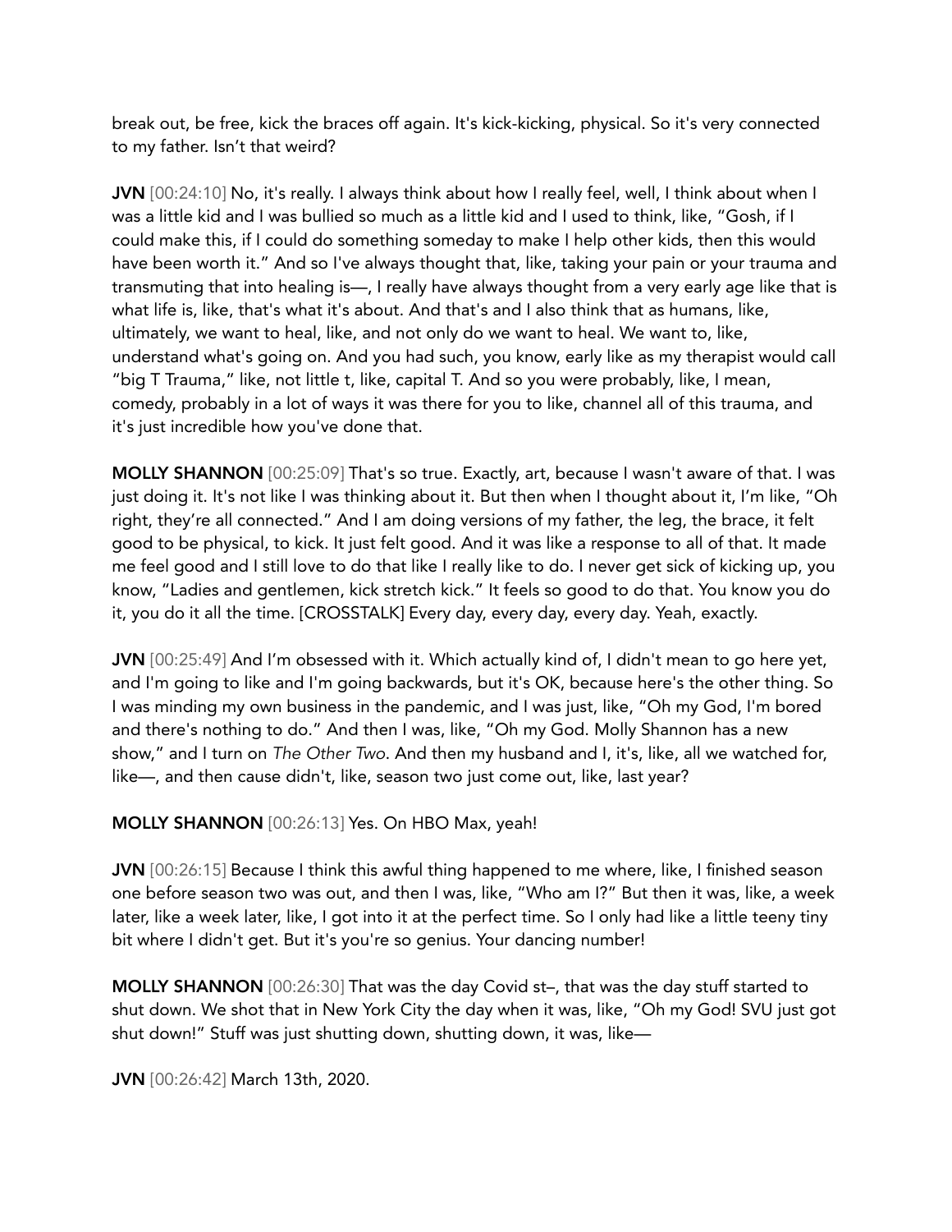break out, be free, kick the braces off again. It's kick-kicking, physical. So it's very connected to my father. Isn't that weird?

**JVN** [00:24:10] No, it's really. I always think about how I really feel, well, I think about when I was a little kid and I was bullied so much as a little kid and I used to think, like, "Gosh, if I could make this, if I could do something someday to make I help other kids, then this would have been worth it." And so I've always thought that, like, taking your pain or your trauma and transmuting that into healing is—, I really have always thought from a very early age like that is what life is, like, that's what it's about. And that's and I also think that as humans, like, ultimately, we want to heal, like, and not only do we want to heal. We want to, like, understand what's going on. And you had such, you know, early like as my therapist would call "big T Trauma," like, not little t, like, capital T. And so you were probably, like, I mean, comedy, probably in a lot of ways it was there for you to like, channel all of this trauma, and it's just incredible how you've done that.

**MOLLY SHANNON** [00:25:09] That's so true. Exactly, art, because I wasn't aware of that. I was just doing it. It's not like I was thinking about it. But then when I thought about it, I'm like, "Oh right, they're all connected." And I am doing versions of my father, the leg, the brace, it felt good to be physical, to kick. It just felt good. And it was like a response to all of that. It made me feel good and I still love to do that like I really like to do. I never get sick of kicking up, you know, "Ladies and gentlemen, kick stretch kick." It feels so good to do that. You know you do it, you do it all the time. [CROSSTALK] Every day, every day, every day. Yeah, exactly.

**JVN** [00:25:49] And I'm obsessed with it. Which actually kind of, I didn't mean to go here yet, and I'm going to like and I'm going backwards, but it's OK, because here's the other thing. So I was minding my own business in the pandemic, and I was just, like, "Oh my God, I'm bored and there's nothing to do." And then I was, like, "Oh my God. Molly Shannon has a new show," and I turn on *The Other Two*. And then my husband and I, it's, like, all we watched for, like—, and then cause didn't, like, season two just come out, like, last year?

**MOLLY SHANNON** [00:26:13] Yes. On HBO Max, yeah!

**JVN** [00:26:15] Because I think this awful thing happened to me where, like, I finished season one before season two was out, and then I was, like, "Who am I?" But then it was, like, a week later, like a week later, like, I got into it at the perfect time. So I only had like a little teeny tiny bit where I didn't get. But it's you're so genius. Your dancing number!

**MOLLY SHANNON** [00:26:30] That was the day Covid st–, that was the day stuff started to shut down. We shot that in New York City the day when it was, like, "Oh my God! SVU just got shut down!" Stuff was just shutting down, shutting down, it was, like—

**JVN** [00:26:42] March 13th, 2020.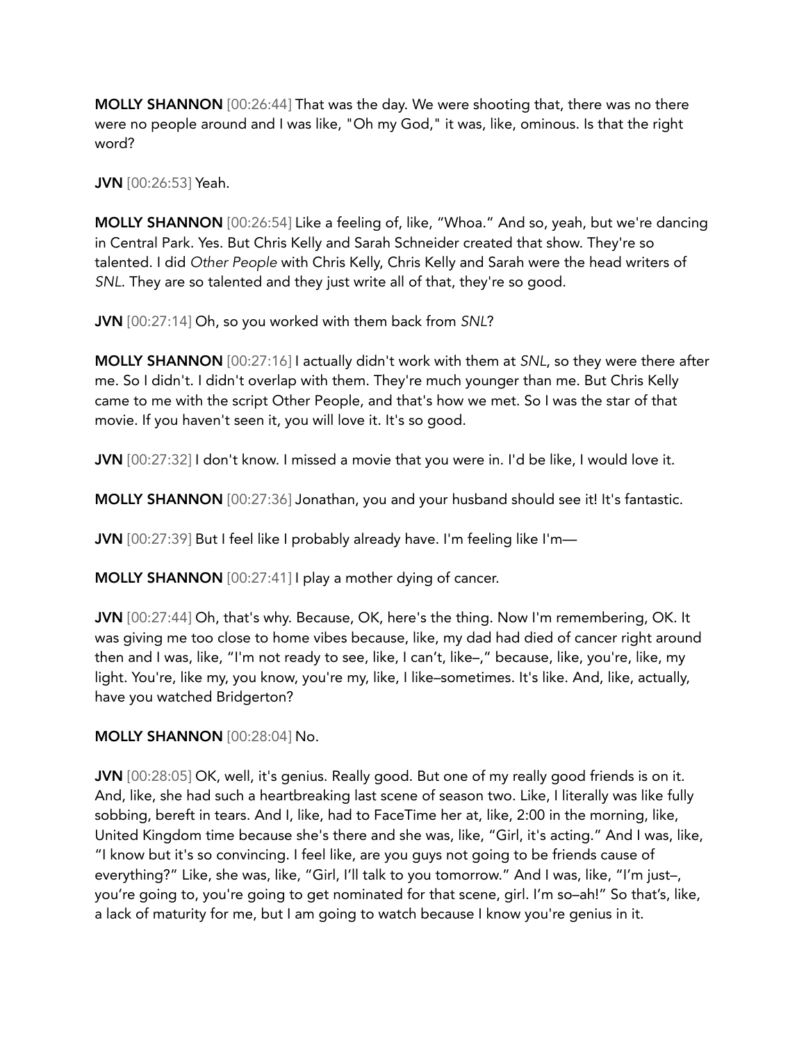**MOLLY SHANNON** [00:26:44] That was the day. We were shooting that, there was no there were no people around and I was like, "Oh my God," it was, like, ominous. Is that the right word?

**JVN** [00:26:53] Yeah.

**MOLLY SHANNON** [00:26:54] Like a feeling of, like, "Whoa." And so, yeah, but we're dancing in Central Park. Yes. But Chris Kelly and Sarah Schneider created that show. They're so talented. I did *Other People* with Chris Kelly, Chris Kelly and Sarah were the head writers of *SNL*. They are so talented and they just write all of that, they're so good.

**JVN** [00:27:14] Oh, so you worked with them back from *SNL*?

**MOLLY SHANNON** [00:27:16] I actually didn't work with them at *SNL*, so they were there after me. So I didn't. I didn't overlap with them. They're much younger than me. But Chris Kelly came to me with the script Other People, and that's how we met. So I was the star of that movie. If you haven't seen it, you will love it. It's so good.

**JVN** [00:27:32] I don't know. I missed a movie that you were in. I'd be like, I would love it.

**MOLLY SHANNON** [00:27:36] Jonathan, you and your husband should see it! It's fantastic.

**JVN** [00:27:39] But I feel like I probably already have. I'm feeling like I'm—

**MOLLY SHANNON** [00:27:41] I play a mother dying of cancer.

**JVN** [00:27:44] Oh, that's why. Because, OK, here's the thing. Now I'm remembering, OK. It was giving me too close to home vibes because, like, my dad had died of cancer right around then and I was, like, "I'm not ready to see, like, I can't, like–," because, like, you're, like, my light. You're, like my, you know, you're my, like, I like–sometimes. It's like. And, like, actually, have you watched Bridgerton?

**MOLLY SHANNON** [00:28:04] No.

**JVN** [00:28:05] OK, well, it's genius. Really good. But one of my really good friends is on it. And, like, she had such a heartbreaking last scene of season two. Like, I literally was like fully sobbing, bereft in tears. And I, like, had to FaceTime her at, like, 2:00 in the morning, like, United Kingdom time because she's there and she was, like, "Girl, it's acting." And I was, like, "I know but it's so convincing. I feel like, are you guys not going to be friends cause of everything?" Like, she was, like, "Girl, I'll talk to you tomorrow." And I was, like, "I'm just–, you're going to, you're going to get nominated for that scene, girl. I'm so–ah!" So that's, like, a lack of maturity for me, but I am going to watch because I know you're genius in it.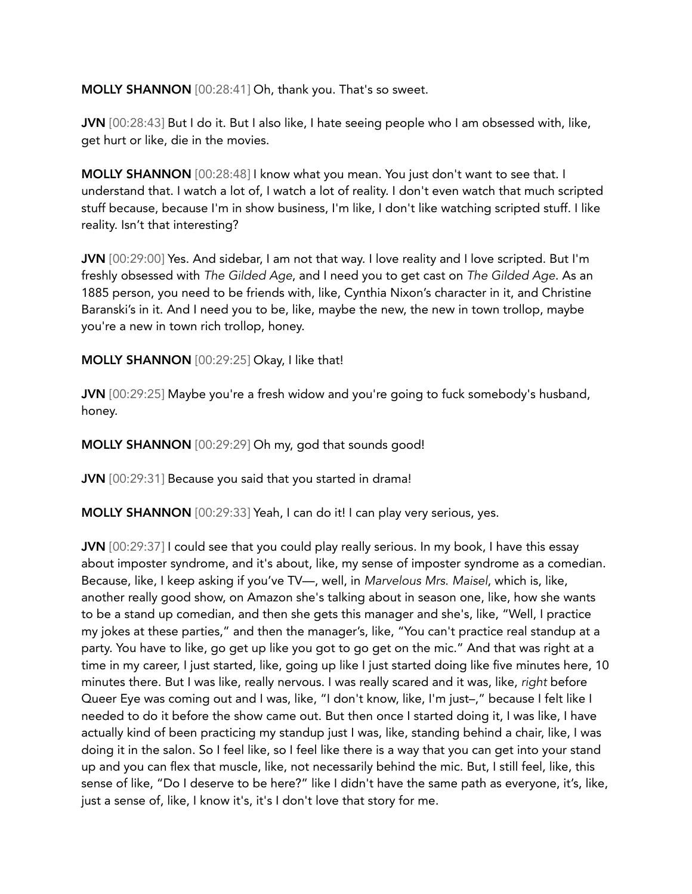**MOLLY SHANNON** [00:28:41] Oh, thank you. That's so sweet.

**JVN** [00:28:43] But I do it. But I also like, I hate seeing people who I am obsessed with, like, get hurt or like, die in the movies.

**MOLLY SHANNON** [00:28:48] I know what you mean. You just don't want to see that. I understand that. I watch a lot of, I watch a lot of reality. I don't even watch that much scripted stuff because, because I'm in show business, I'm like, I don't like watching scripted stuff. I like reality. Isn't that interesting?

**JVN** [00:29:00] Yes. And sidebar, I am not that way. I love reality and I love scripted. But I'm freshly obsessed with *The Gilded Age*, and I need you to get cast on *The Gilded Age*. As an 1885 person, you need to be friends with, like, Cynthia Nixon's character in it, and Christine Baranski's in it. And I need you to be, like, maybe the new, the new in town trollop, maybe you're a new in town rich trollop, honey.

**MOLLY SHANNON** [00:29:25] Okay, I like that!

**JVN** [00:29:25] Maybe you're a fresh widow and you're going to fuck somebody's husband, honey.

**MOLLY SHANNON** [00:29:29] Oh my, god that sounds good!

**JVN** [00:29:31] Because you said that you started in drama!

**MOLLY SHANNON** [00:29:33] Yeah, I can do it! I can play very serious, yes.

**JVN** [00:29:37] I could see that you could play really serious. In my book, I have this essay about imposter syndrome, and it's about, like, my sense of imposter syndrome as a comedian. Because, like, I keep asking if you've TV—, well, in *Marvelous Mrs. Maisel*, which is, like, another really good show, on Amazon she's talking about in season one, like, how she wants to be a stand up comedian, and then she gets this manager and she's, like, "Well, I practice my jokes at these parties," and then the manager's, like, "You can't practice real standup at a party. You have to like, go get up like you got to go get on the mic." And that was right at a time in my career, I just started, like, going up like I just started doing like five minutes here, 10 minutes there. But I was like, really nervous. I was really scared and it was, like, *right* before Queer Eye was coming out and I was, like, "I don't know, like, I'm just–," because I felt like I needed to do it before the show came out. But then once I started doing it, I was like, I have actually kind of been practicing my standup just I was, like, standing behind a chair, like, I was doing it in the salon. So I feel like, so I feel like there is a way that you can get into your stand up and you can flex that muscle, like, not necessarily behind the mic. But, I still feel, like, this sense of like, "Do I deserve to be here?" like I didn't have the same path as everyone, it's, like, just a sense of, like, I know it's, it's I don't love that story for me.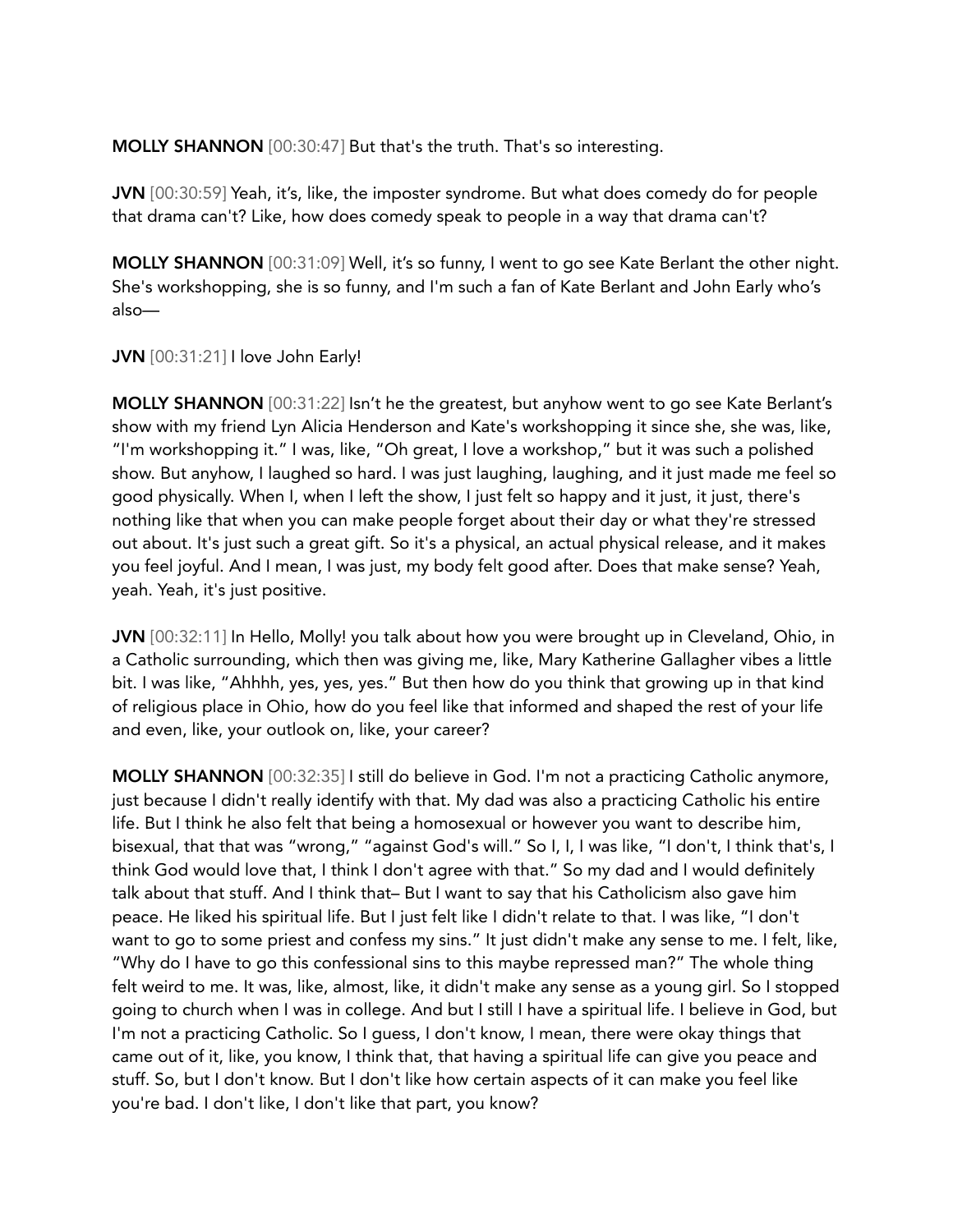**MOLLY SHANNON** [00:30:47] But that's the truth. That's so interesting.

**JVN** [00:30:59] Yeah, it's, like, the imposter syndrome. But what does comedy do for people that drama can't? Like, how does comedy speak to people in a way that drama can't?

**MOLLY SHANNON** [00:31:09] Well, it's so funny, I went to go see Kate Berlant the other night. She's workshopping, she is so funny, and I'm such a fan of Kate Berlant and John Early who's also—

**JVN** [00:31:21] I love John Early!

**MOLLY SHANNON** [00:31:22] Isn't he the greatest, but anyhow went to go see Kate Berlant's show with my friend Lyn Alicia Henderson and Kate's workshopping it since she, she was, like, "I'm workshopping it." I was, like, "Oh great, I love a workshop," but it was such a polished show. But anyhow, I laughed so hard. I was just laughing, laughing, and it just made me feel so good physically. When I, when I left the show, I just felt so happy and it just, it just, there's nothing like that when you can make people forget about their day or what they're stressed out about. It's just such a great gift. So it's a physical, an actual physical release, and it makes you feel joyful. And I mean, I was just, my body felt good after. Does that make sense? Yeah, yeah. Yeah, it's just positive.

**JVN** [00:32:11] In Hello, Molly! you talk about how you were brought up in Cleveland, Ohio, in a Catholic surrounding, which then was giving me, like, Mary Katherine Gallagher vibes a little bit. I was like, "Ahhhh, yes, yes, yes." But then how do you think that growing up in that kind of religious place in Ohio, how do you feel like that informed and shaped the rest of your life and even, like, your outlook on, like, your career?

**MOLLY SHANNON** [00:32:35] I still do believe in God. I'm not a practicing Catholic anymore, just because I didn't really identify with that. My dad was also a practicing Catholic his entire life. But I think he also felt that being a homosexual or however you want to describe him, bisexual, that that was "wrong," "against God's will." So I, I, I was like, "I don't, I think that's, I think God would love that, I think I don't agree with that." So my dad and I would definitely talk about that stuff. And I think that– But I want to say that his Catholicism also gave him peace. He liked his spiritual life. But I just felt like I didn't relate to that. I was like, "I don't want to go to some priest and confess my sins." It just didn't make any sense to me. I felt, like, "Why do I have to go this confessional sins to this maybe repressed man?" The whole thing felt weird to me. It was, like, almost, like, it didn't make any sense as a young girl. So I stopped going to church when I was in college. And but I still I have a spiritual life. I believe in God, but I'm not a practicing Catholic. So I guess, I don't know, I mean, there were okay things that came out of it, like, you know, I think that, that having a spiritual life can give you peace and stuff. So, but I don't know. But I don't like how certain aspects of it can make you feel like you're bad. I don't like, I don't like that part, you know?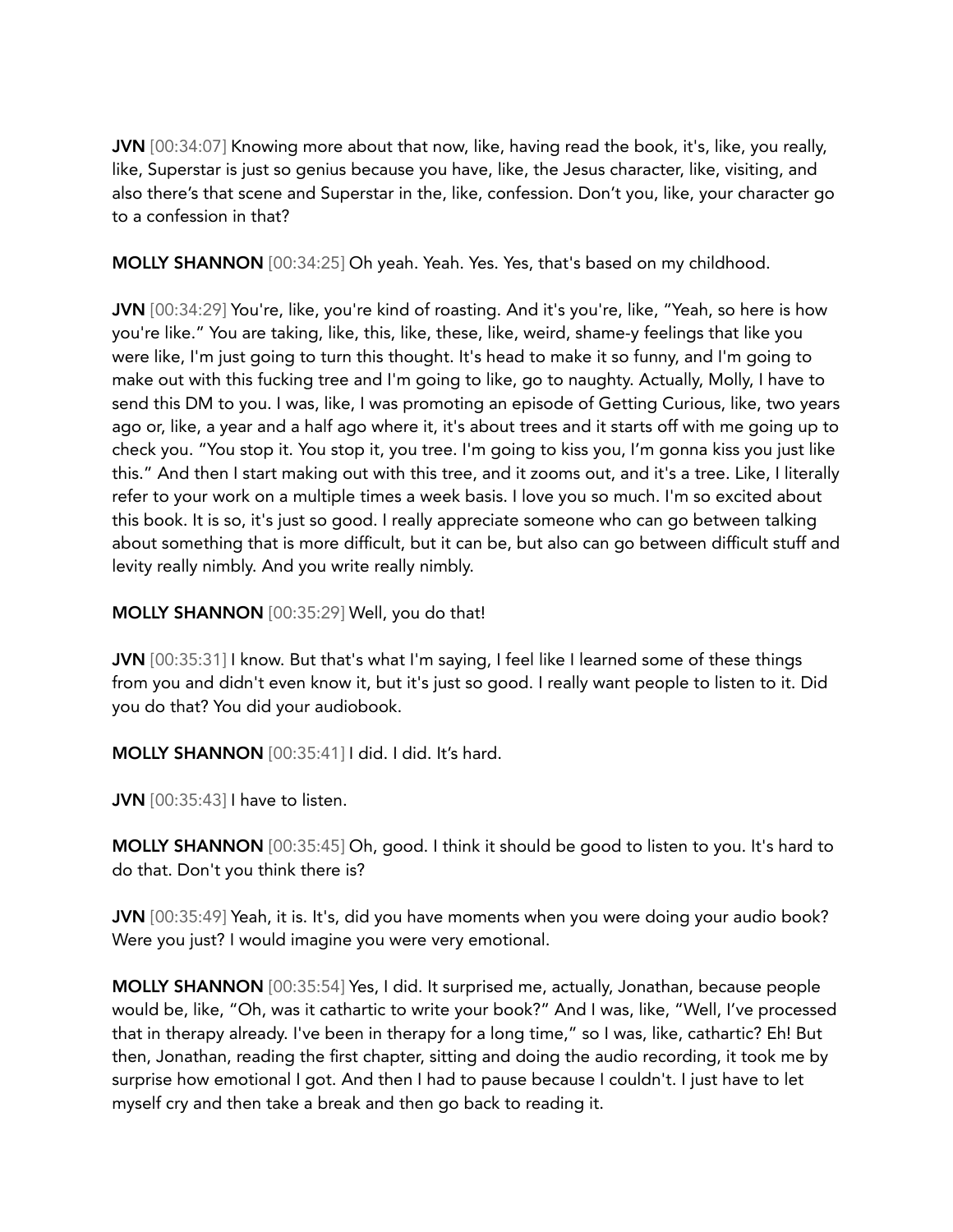**JVN** [00:34:07] Knowing more about that now, like, having read the book, it's, like, you really, like, Superstar is just so genius because you have, like, the Jesus character, like, visiting, and also there's that scene and Superstar in the, like, confession. Don't you, like, your character go to a confession in that?

**MOLLY SHANNON** [00:34:25] Oh yeah. Yeah. Yes. Yes, that's based on my childhood.

**JVN** [00:34:29] You're, like, you're kind of roasting. And it's you're, like, "Yeah, so here is how you're like." You are taking, like, this, like, these, like, weird, shame-y feelings that like you were like, I'm just going to turn this thought. It's head to make it so funny, and I'm going to make out with this fucking tree and I'm going to like, go to naughty. Actually, Molly, I have to send this DM to you. I was, like, I was promoting an episode of Getting Curious, like, two years ago or, like, a year and a half ago where it, it's about trees and it starts off with me going up to check you. "You stop it. You stop it, you tree. I'm going to kiss you, I'm gonna kiss you just like this." And then I start making out with this tree, and it zooms out, and it's a tree. Like, I literally refer to your work on a multiple times a week basis. I love you so much. I'm so excited about this book. It is so, it's just so good. I really appreciate someone who can go between talking about something that is more difficult, but it can be, but also can go between difficult stuff and levity really nimbly. And you write really nimbly.

**MOLLY SHANNON** [00:35:29] Well, you do that!

**JVN** [00:35:31] I know. But that's what I'm saying, I feel like I learned some of these things from you and didn't even know it, but it's just so good. I really want people to listen to it. Did you do that? You did your audiobook.

**MOLLY SHANNON** [00:35:41] I did. I did. It's hard.

**JVN** [00:35:43] I have to listen.

**MOLLY SHANNON** [00:35:45] Oh, good. I think it should be good to listen to you. It's hard to do that. Don't you think there is?

**JVN** [00:35:49] Yeah, it is. It's, did you have moments when you were doing your audio book? Were you just? I would imagine you were very emotional.

**MOLLY SHANNON** [00:35:54] Yes, I did. It surprised me, actually, Jonathan, because people would be, like, "Oh, was it cathartic to write your book?" And I was, like, "Well, I've processed that in therapy already. I've been in therapy for a long time," so I was, like, cathartic? Eh! But then, Jonathan, reading the first chapter, sitting and doing the audio recording, it took me by surprise how emotional I got. And then I had to pause because I couldn't. I just have to let myself cry and then take a break and then go back to reading it.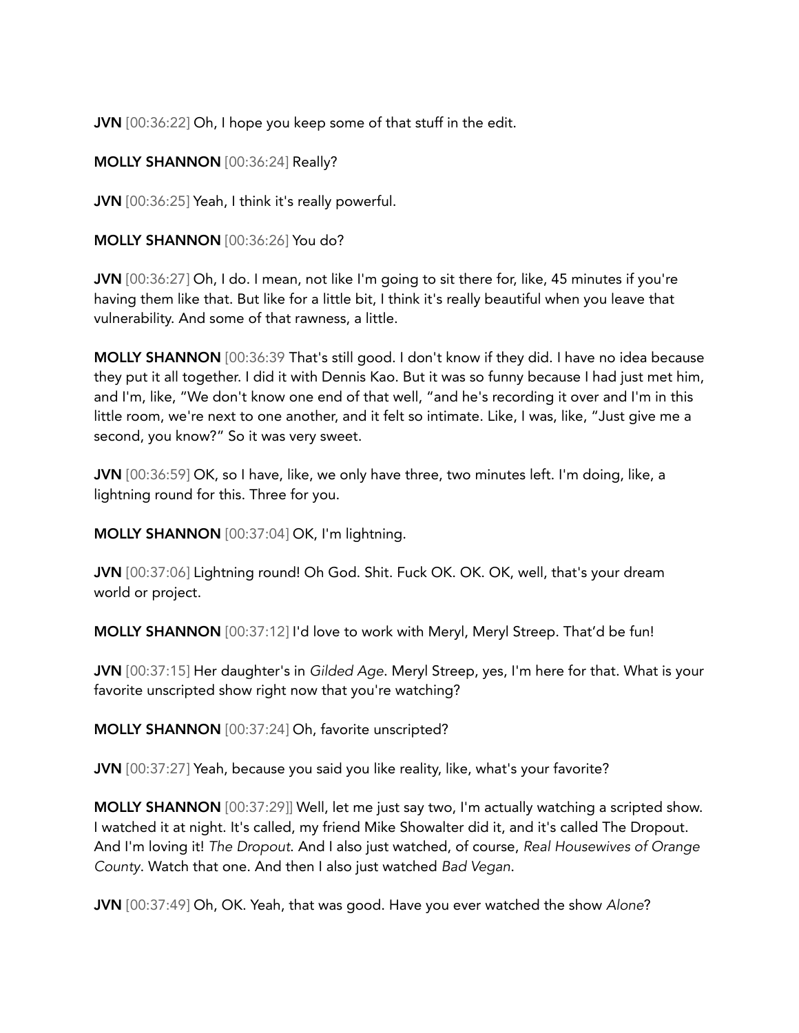**JVN** [00:36:22] Oh, I hope you keep some of that stuff in the edit.

**MOLLY SHANNON** [00:36:24] Really?

**JVN** [00:36:25] Yeah, I think it's really powerful.

**MOLLY SHANNON** [00:36:26] You do?

**JVN** [00:36:27] Oh, I do. I mean, not like I'm going to sit there for, like, 45 minutes if you're having them like that. But like for a little bit, I think it's really beautiful when you leave that vulnerability. And some of that rawness, a little.

**MOLLY SHANNON** [00:36:39 That's still good. I don't know if they did. I have no idea because they put it all together. I did it with Dennis Kao. But it was so funny because I had just met him, and I'm, like, "We don't know one end of that well, "and he's recording it over and I'm in this little room, we're next to one another, and it felt so intimate. Like, I was, like, "Just give me a second, you know?" So it was very sweet.

**JVN** [00:36:59] OK, so I have, like, we only have three, two minutes left. I'm doing, like, a lightning round for this. Three for you.

**MOLLY SHANNON** [00:37:04] OK, I'm lightning.

**JVN** [00:37:06] Lightning round! Oh God. Shit. Fuck OK. OK. OK, well, that's your dream world or project.

**MOLLY SHANNON** [00:37:12] I'd love to work with Meryl, Meryl Streep. That'd be fun!

**JVN** [00:37:15] Her daughter's in *Gilded Age*. Meryl Streep, yes, I'm here for that. What is your favorite unscripted show right now that you're watching?

**MOLLY SHANNON** [00:37:24] Oh, favorite unscripted?

**JVN** [00:37:27] Yeah, because you said you like reality, like, what's your favorite?

**MOLLY SHANNON** [00:37:29]] Well, let me just say two, I'm actually watching a scripted show. I watched it at night. It's called, my friend Mike Showalter did it, and it's called The Dropout. And I'm loving it! *The Dropout*. And I also just watched, of course, *Real Housewives of Orange County*. Watch that one. And then I also just watched *Bad Vegan*.

**JVN** [00:37:49] Oh, OK. Yeah, that was good. Have you ever watched the show *Alone*?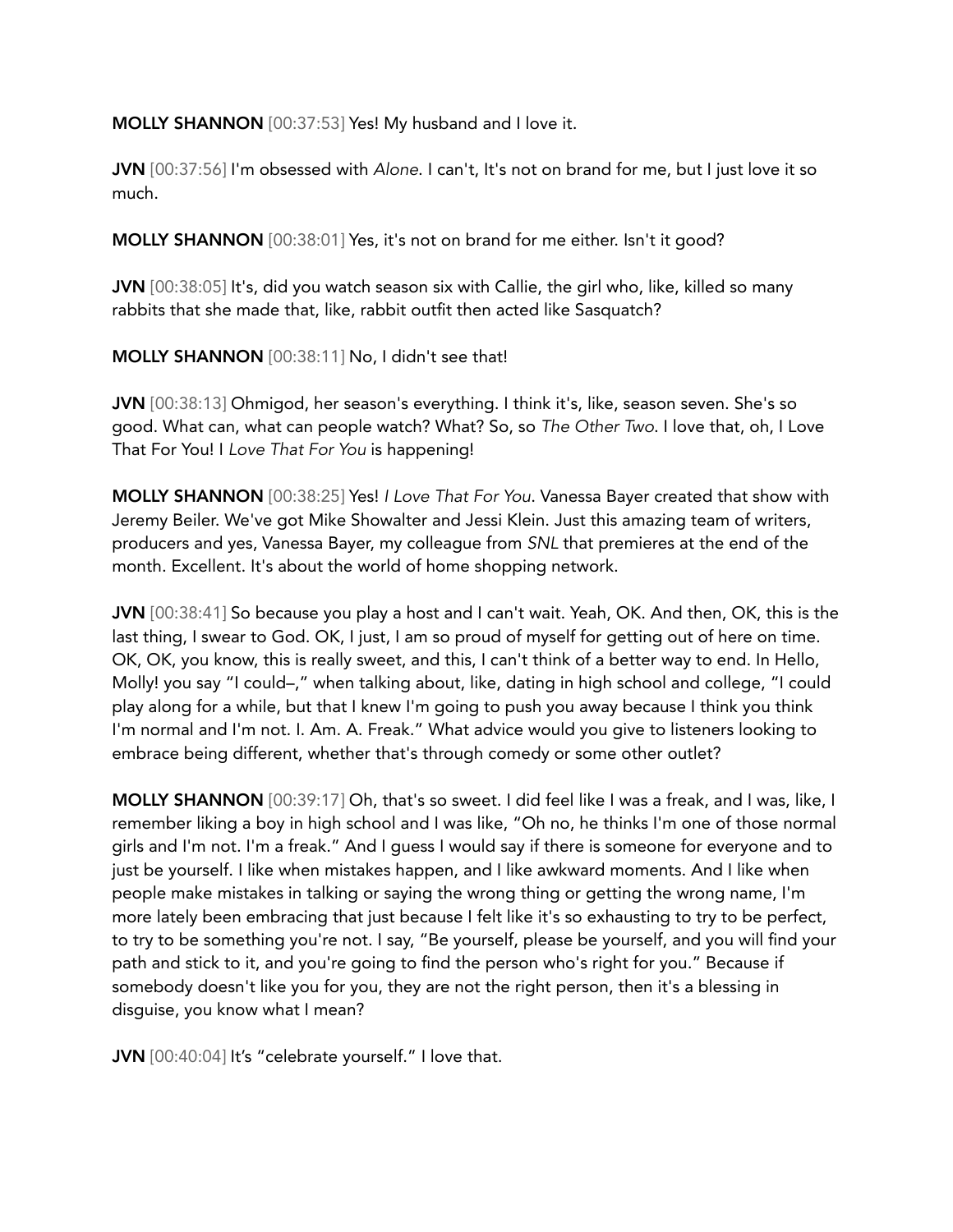**MOLLY SHANNON** [00:37:53] Yes! My husband and I love it.

**JVN** [00:37:56] I'm obsessed with *Alone*. I can't, It's not on brand for me, but I just love it so much.

**MOLLY SHANNON** [00:38:01] Yes, it's not on brand for me either. Isn't it good?

**JVN** [00:38:05] It's, did you watch season six with Callie, the girl who, like, killed so many rabbits that she made that, like, rabbit outfit then acted like Sasquatch?

**MOLLY SHANNON** [00:38:11] No, I didn't see that!

**JVN** [00:38:13] Ohmigod, her season's everything. I think it's, like, season seven. She's so good. What can, what can people watch? What? So, so *The Other Two*. I love that, oh, I Love That For You! I *Love That For You* is happening!

**MOLLY SHANNON** [00:38:25] Yes! *I Love That For You*. Vanessa Bayer created that show with Jeremy Beiler. We've got Mike Showalter and Jessi Klein. Just this amazing team of writers, producers and yes, Vanessa Bayer, my colleague from *SNL* that premieres at the end of the month. Excellent. It's about the world of home shopping network.

**JVN** [00:38:41] So because you play a host and I can't wait. Yeah, OK. And then, OK, this is the last thing, I swear to God. OK, I just, I am so proud of myself for getting out of here on time. OK, OK, you know, this is really sweet, and this, I can't think of a better way to end. In Hello, Molly! you say "I could–," when talking about, like, dating in high school and college, "I could play along for a while, but that I knew I'm going to push you away because I think you think I'm normal and I'm not. I. Am. A. Freak." What advice would you give to listeners looking to embrace being different, whether that's through comedy or some other outlet?

**MOLLY SHANNON** [00:39:17] Oh, that's so sweet. I did feel like I was a freak, and I was, like, I remember liking a boy in high school and I was like, "Oh no, he thinks I'm one of those normal girls and I'm not. I'm a freak." And I guess I would say if there is someone for everyone and to just be yourself. I like when mistakes happen, and I like awkward moments. And I like when people make mistakes in talking or saying the wrong thing or getting the wrong name, I'm more lately been embracing that just because I felt like it's so exhausting to try to be perfect, to try to be something you're not. I say, "Be yourself, please be yourself, and you will find your path and stick to it, and you're going to find the person who's right for you." Because if somebody doesn't like you for you, they are not the right person, then it's a blessing in disguise, you know what I mean?

**JVN** [00:40:04] It's "celebrate yourself." I love that.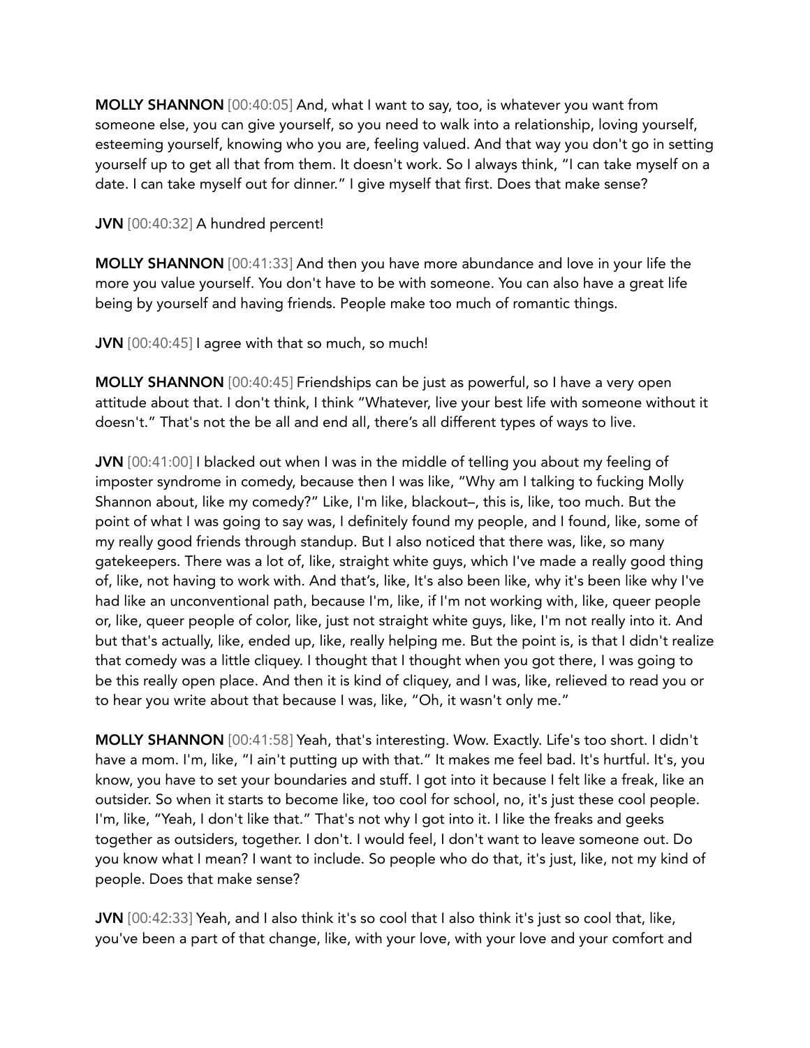**MOLLY SHANNON** [00:40:05] And, what I want to say, too, is whatever you want from someone else, you can give yourself, so you need to walk into a relationship, loving yourself, esteeming yourself, knowing who you are, feeling valued. And that way you don't go in setting yourself up to get all that from them. It doesn't work. So I always think, "I can take myself on a date. I can take myself out for dinner." I give myself that first. Does that make sense?

**JVN** [00:40:32] A hundred percent!

**MOLLY SHANNON** [00:41:33] And then you have more abundance and love in your life the more you value yourself. You don't have to be with someone. You can also have a great life being by yourself and having friends. People make too much of romantic things.

**JVN** [00:40:45] I agree with that so much, so much!

**MOLLY SHANNON** [00:40:45] Friendships can be just as powerful, so I have a very open attitude about that. I don't think, I think "Whatever, live your best life with someone without it doesn't." That's not the be all and end all, there's all different types of ways to live.

**JVN** [00:41:00] I blacked out when I was in the middle of telling you about my feeling of imposter syndrome in comedy, because then I was like, "Why am I talking to fucking Molly Shannon about, like my comedy?" Like, I'm like, blackout–, this is, like, too much. But the point of what I was going to say was, I definitely found my people, and I found, like, some of my really good friends through standup. But I also noticed that there was, like, so many gatekeepers. There was a lot of, like, straight white guys, which I've made a really good thing of, like, not having to work with. And that's, like, It's also been like, why it's been like why I've had like an unconventional path, because I'm, like, if I'm not working with, like, queer people or, like, queer people of color, like, just not straight white guys, like, I'm not really into it. And but that's actually, like, ended up, like, really helping me. But the point is, is that I didn't realize that comedy was a little cliquey. I thought that I thought when you got there, I was going to be this really open place. And then it is kind of cliquey, and I was, like, relieved to read you or to hear you write about that because I was, like, "Oh, it wasn't only me."

**MOLLY SHANNON** [00:41:58] Yeah, that's interesting. Wow. Exactly. Life's too short. I didn't have a mom. I'm, like, "I ain't putting up with that." It makes me feel bad. It's hurtful. It's, you know, you have to set your boundaries and stuff. I got into it because I felt like a freak, like an outsider. So when it starts to become like, too cool for school, no, it's just these cool people. I'm, like, "Yeah, I don't like that." That's not why I got into it. I like the freaks and geeks together as outsiders, together. I don't. I would feel, I don't want to leave someone out. Do you know what I mean? I want to include. So people who do that, it's just, like, not my kind of people. Does that make sense?

**JVN** [00:42:33] Yeah, and I also think it's so cool that I also think it's just so cool that, like, you've been a part of that change, like, with your love, with your love and your comfort and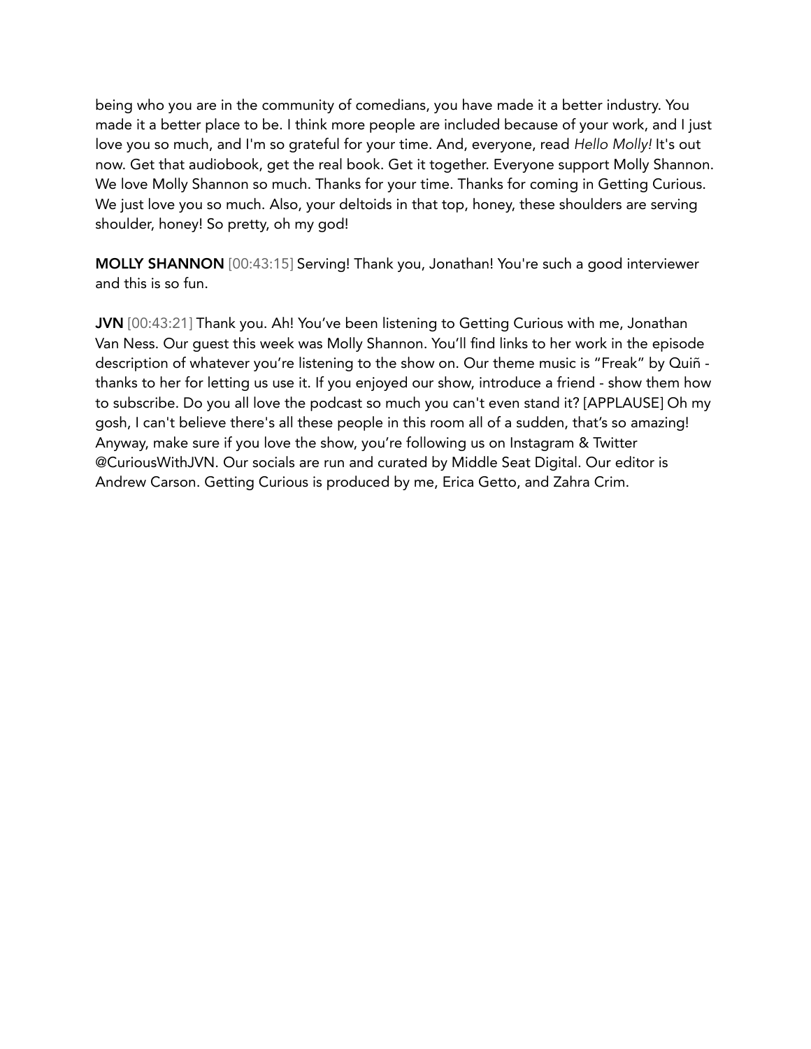being who you are in the community of comedians, you have made it a better industry. You made it a better place to be. I think more people are included because of your work, and I just love you so much, and I'm so grateful for your time. And, everyone, read *Hello Molly!* It's out now. Get that audiobook, get the real book. Get it together. Everyone support Molly Shannon. We love Molly Shannon so much. Thanks for your time. Thanks for coming in Getting Curious. We just love you so much. Also, your deltoids in that top, honey, these shoulders are serving shoulder, honey! So pretty, oh my god!

**MOLLY SHANNON** [00:43:15] Serving! Thank you, Jonathan! You're such a good interviewer and this is so fun.

**JVN** [00:43:21] Thank you. Ah! You've been listening to Getting Curious with me, Jonathan Van Ness. Our guest this week was Molly Shannon. You'll find links to her work in the episode description of whatever you're listening to the show on. Our theme music is "Freak" by Quiñ - thanks to her for letting us use it. If you enjoyed our show, introduce a friend - show them how to subscribe. Do you all love the podcast so much you can't even stand it? [APPLAUSE] Oh my gosh, I can't believe there's all these people in this room all of a sudden, that's so amazing! Anyway, make sure if you love the show, you're following us on Instagram & Twitter @CuriousWithJVN. Our socials are run and curated by Middle Seat Digital. Our editor is Andrew Carson. Getting Curious is produced by me, Erica Getto, and Zahra Crim.